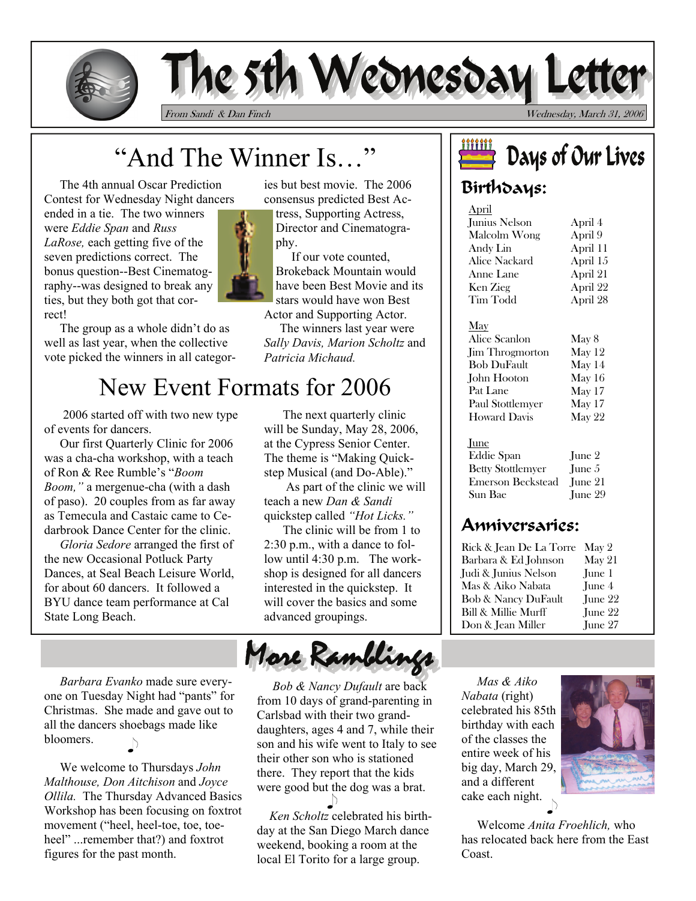# The 5th Wednesday Letter

*From Sandi & Dan Finch* — *Wednesday, March 31, 2006*

## "And The Winner Is…"

The 4th annual Oscar Prediction Contest for Wednesday Night dancers ended in a tie. The two winners were *Eddie Span* and *Russ LaRose,* each getting five of the seven predictions correct. The bonus question--Best Cinematography--was designed to break any ties, but they both got that correct!

The group as a whole didn't do as well as last year, when the collective vote picked the winners in all categories but best movie. The 2006 consensus predicted Best Actress, Supporting Actress, Director and Cinematography.

If our vote counted, Brokeback Mountain would have been Best Movie and its stars would have won Best Actor and Supporting Actor.

The winners last year were *Sally Davis, Marion Scholtz* and *Patricia Michaud.*

## New Event Formats for 2006

2006 started off with two new type of events for dancers.

Our first Quarterly Clinic for 2006 was a cha-cha workshop, with a teach of Ron & Ree Rumble's "*Boom Boom,"* a mergenue-cha (with a dash of paso). 20 couples from as far away as Temecula and Castaic came to Cedarbrook Dance Center for the clinic.

*Gloria Sedore* arranged the first of the new Occasional Potluck Party Dances, at Seal Beach Leisure World, for about 60 dancers. It followed a BYU dance team performance at Cal State Long Beach.

The next quarterly clinic will be Sunday, May 28, 2006, at the Cypress Senior Center. The theme is "Making Quickstep Musical (and Do-Able)."

As part of the clinic we will teach a new *Dan & Sandi* quickstep called *"Hot Licks."*

The clinic will be from 1 to 2:30 p.m., with a dance to follow until 4:30 p.m. The workshop is designed for all dancers interested in the quickstep. It will cover the basics and some advanced groupings.

## Days of Our Lives

### Birthdays:

**April**

| | |
|---|---|
| Junius Nelson | April 4 |
| Malcolm Wong | April 9 |
| Andy Lin | April 11 |
| Alice Nackard | April 15 |
| Anne Lane | April 21 |
| Ken Zieg | April 22 |
| Tim Todd | April 28 |

**May**

| | |
|---|---|
| Alice Scanlon | May 8 |
| Jim Throgmorton | May 12 |
| Bob DuFault | May 14 |
| John Hooton | May 16 |
| Pat Lane | May 17 |
| Paul Stottlemyer | May 17 |
| Howard Davis | May 22 |

**June**

| | |
|---|---|
| Eddie Span | June 2 |
| Betty Stottlemyer | June 5 |
| Emerson Beckstead | June 21 |
| Sun Bae | June 29 |

### Anniversaries:

| | |
|---|---|
| Rick & Jean De La Torre | May 2 |
| Barbara & Ed Johnson | May 21 |
| Judi & Junius Nelson | June 1 |
| Mas & Aiko Nabata | June 4 |
| Bob & Nancy DuFault | June 22 |
| Bill & Millie Murff | June 22 |
| Don & Jean Miller | June 27 |

## More Ramblings

*Barbara Evanko* made sure everyone on Tuesday Night had "pants" for Christmas. She made and gave out to all the dancers shoebags made like bloomers.

We welcome to Thursdays *John Malthouse, Don Aitchison* and *Joyce Ollila.* The Thursday Advanced Basics Workshop has been focusing on foxtrot movement ("heel, heel-toe, toe, toe-heel" ...remember that?) and foxtrot figures for the past month.

*Bob & Nancy Dufault* are back from 10 days of grand-parenting in Carlsbad with their two granddaughters, ages 4 and 7, while their son and his wife went to Italy to see their other son who is stationed there. They report that the kids were good but the dog was a brat.

*Ken Scholtz* celebrated his birthday at the San Diego March dance weekend, booking a room at the local El Torito for a large group.

*Mas & Aiko Nabata* (right) celebrated his 85th birthday with each of the classes the entire week of his big day, March 29, and a different cake each night.

Welcome *Anita Froehlich,* who has relocated back here from the East Coast.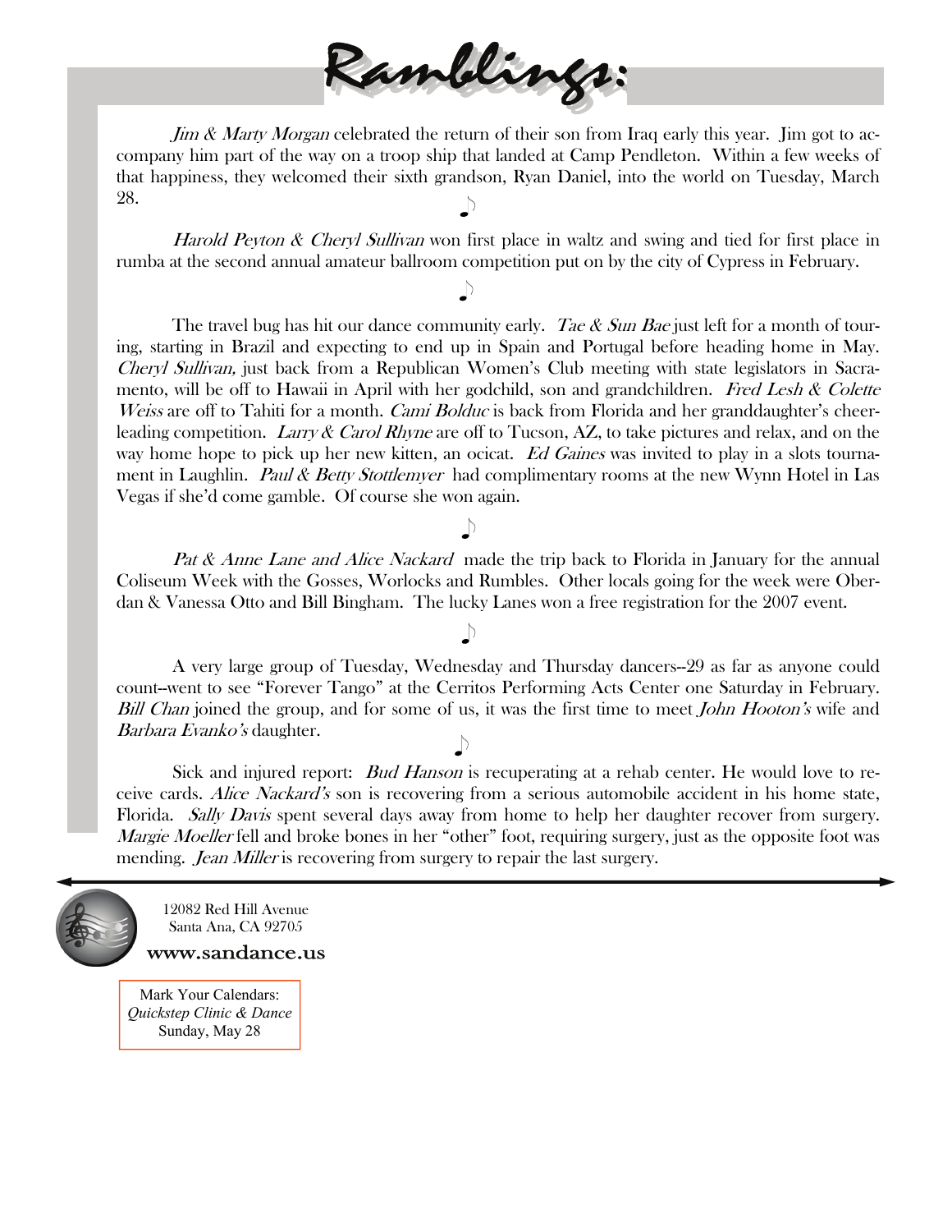# Ramblings:

*Jim & Marty Morgan* celebrated the return of their son from Iraq early this year. Jim got to accompany him part of the way on a troop ship that landed at Camp Pendleton. Within a few weeks of that happiness, they welcomed their sixth grandson, Ryan Daniel, into the world on Tuesday, March 28.

♪

*Harold Peyton & Cheryl Sullivan* won first place in waltz and swing and tied for first place in rumba at the second annual amateur ballroom competition put on by the city of Cypress in February.

♪

The travel bug has hit our dance community early. *Tae & Sun Bae* just left for a month of touring, starting in Brazil and expecting to end up in Spain and Portugal before heading home in May. *Cheryl Sullivan,* just back from a Republican Women's Club meeting with state legislators in Sacramento, will be off to Hawaii in April with her godchild, son and grandchildren. *Fred Lesh & Colette Weiss* are off to Tahiti for a month. *Cami Bolduc* is back from Florida and her granddaughter's cheerleading competition. *Larry & Carol Rhyne* are off to Tucson, AZ, to take pictures and relax, and on the way home hope to pick up her new kitten, an ocicat. *Ed Gaines* was invited to play in a slots tournament in Laughlin. *Paul & Betty Stottlemyer* had complimentary rooms at the new Wynn Hotel in Las Vegas if she'd come gamble. Of course she won again.

♪

*Pat & Anne Lane and Alice Nackard* made the trip back to Florida in January for the annual Coliseum Week with the Gosses, Worlocks and Rumbles. Other locals going for the week were Oberdan & Vanessa Otto and Bill Bingham. The lucky Lanes won a free registration for the 2007 event.

♪

A very large group of Tuesday, Wednesday and Thursday dancers--29 as far as anyone could count--went to see "Forever Tango" at the Cerritos Performing Acts Center one Saturday in February. *Bill Chan* joined the group, and for some of us, it was the first time to meet *John Hooton's* wife and *Barbara Evanko's* daughter.

♪

Sick and injured report: *Bud Hanson* is recuperating at a rehab center. He would love to receive cards. *Alice Nackard's* son is recovering from a serious automobile accident in his home state, Florida. *Sally Davis* spent several days away from home to help her daughter recover from surgery. *Margie Moeller* fell and broke bones in her "other" foot, requiring surgery, just as the opposite foot was mending. *Jean Miller* is recovering from surgery to repair the last surgery.

---

12082 Red Hill Avenue
Santa Ana, CA 92705

**www.sandance.us**

Mark Your Calendars:
*Quickstep Clinic & Dance*
Sunday, May 28